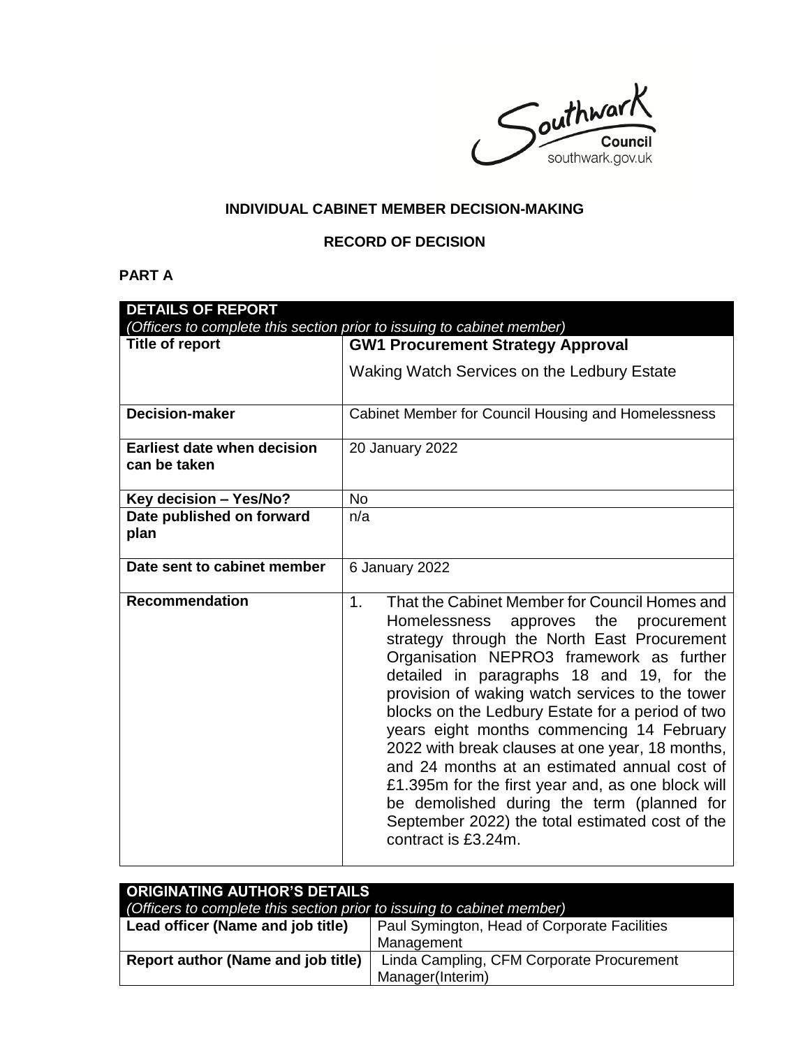**INDIVIDUAL CABINET MEMBER DECISION-MAKING**

**RECORD OF DECISION**

**PART A**

| **DETAILS OF REPORT** *(Officers to complete this section prior to issuing to cabinet member)* | |
|---|---|
| **Title of report** | **GW1 Procurement Strategy Approval** Waking Watch Services on the Ledbury Estate |
| **Decision-maker** | Cabinet Member for Council Housing and Homelessness |
| **Earliest date when decision can be taken** | 20 January 2022 |
| **Key decision – Yes/No?** | No |
| **Date published on forward plan** | n/a |
| **Date sent to cabinet member** | 6 January 2022 |
| **Recommendation** | 1. That the Cabinet Member for Council Homes and Homelessness approves the procurement strategy through the North East Procurement Organisation NEPRO3 framework as further detailed in paragraphs 18 and 19, for the provision of waking watch services to the tower blocks on the Ledbury Estate for a period of two years eight months commencing 14 February 2022 with break clauses at one year, 18 months, and 24 months at an estimated annual cost of £1.395m for the first year and, as one block will be demolished during the term (planned for September 2022) the total estimated cost of the contract is £3.24m. |

| **ORIGINATING AUTHOR'S DETAILS** *(Officers to complete this section prior to issuing to cabinet member)* | |
|---|---|
| **Lead officer (Name and job title)** | Paul Symington, Head of Corporate Facilities Management |
| **Report author (Name and job title)** | Linda Campling, CFM Corporate Procurement Manager(Interim) |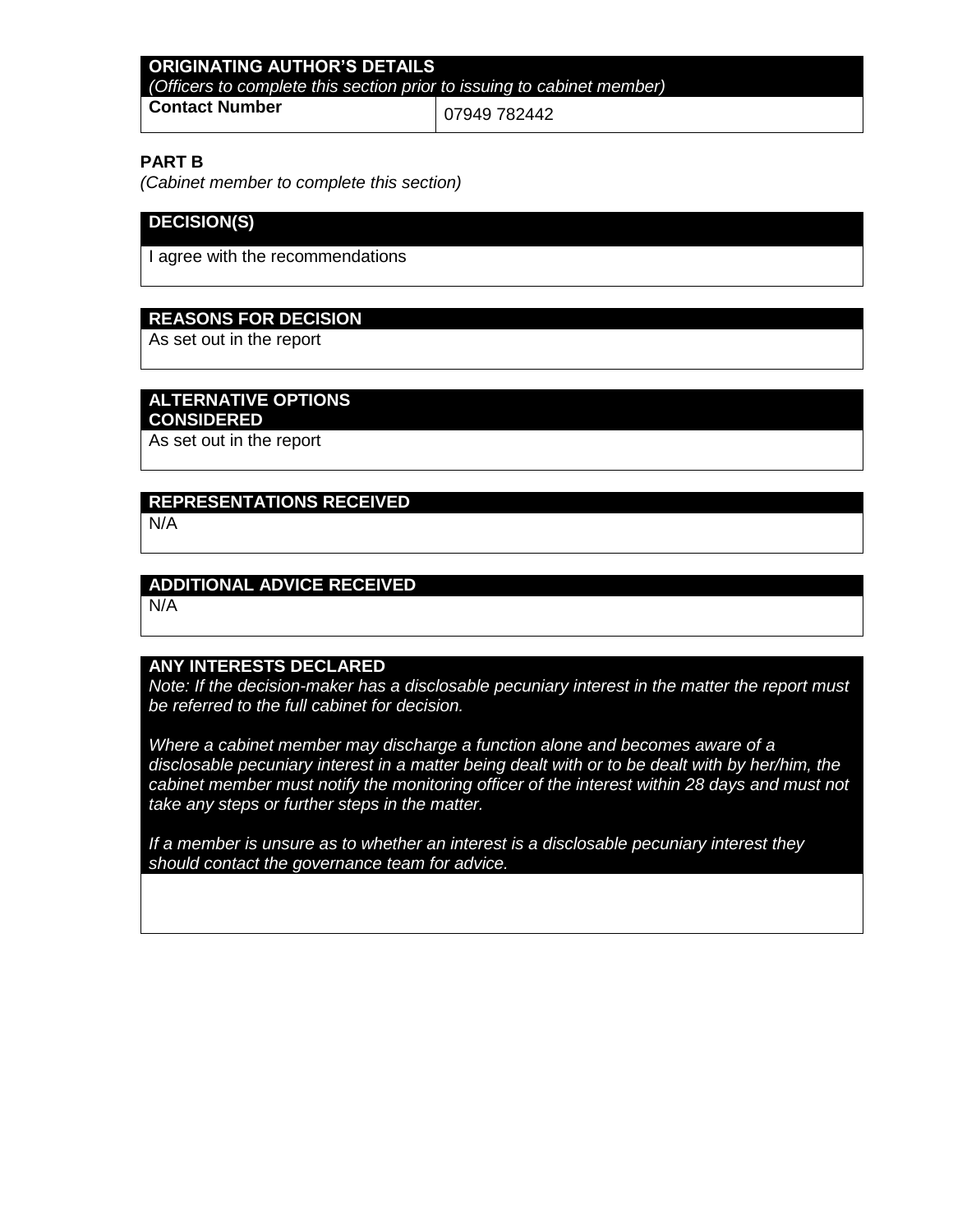| ORIGINATING AUTHOR'S DETAILS<br>*(Officers to complete this section prior to issuing to cabinet member)* | |
|---|---|
| **Contact Number** | 07949 782442 |

**PART B**

*(Cabinet member to complete this section)*

| DECISION(S) |
|---|
| I agree with the recommendations |

| REASONS FOR DECISION |
|---|
| As set out in the report |

| ALTERNATIVE OPTIONS CONSIDERED |
|---|
| As set out in the report |

| REPRESENTATIONS RECEIVED |
|---|
| N/A |

| ADDITIONAL ADVICE RECEIVED |
|---|
| N/A |

| ANY INTERESTS DECLARED<br>*Note: If the decision-maker has a disclosable pecuniary interest in the matter the report must be referred to the full cabinet for decision.*<br><br>*Where a cabinet member may discharge a function alone and becomes aware of a disclosable pecuniary interest in a matter being dealt with or to be dealt with by her/him, the cabinet member must notify the monitoring officer of the interest within 28 days and must not take any steps or further steps in the matter.*<br><br>*If a member is unsure as to whether an interest is a disclosable pecuniary interest they should contact the governance team for advice.* |
|---|
| |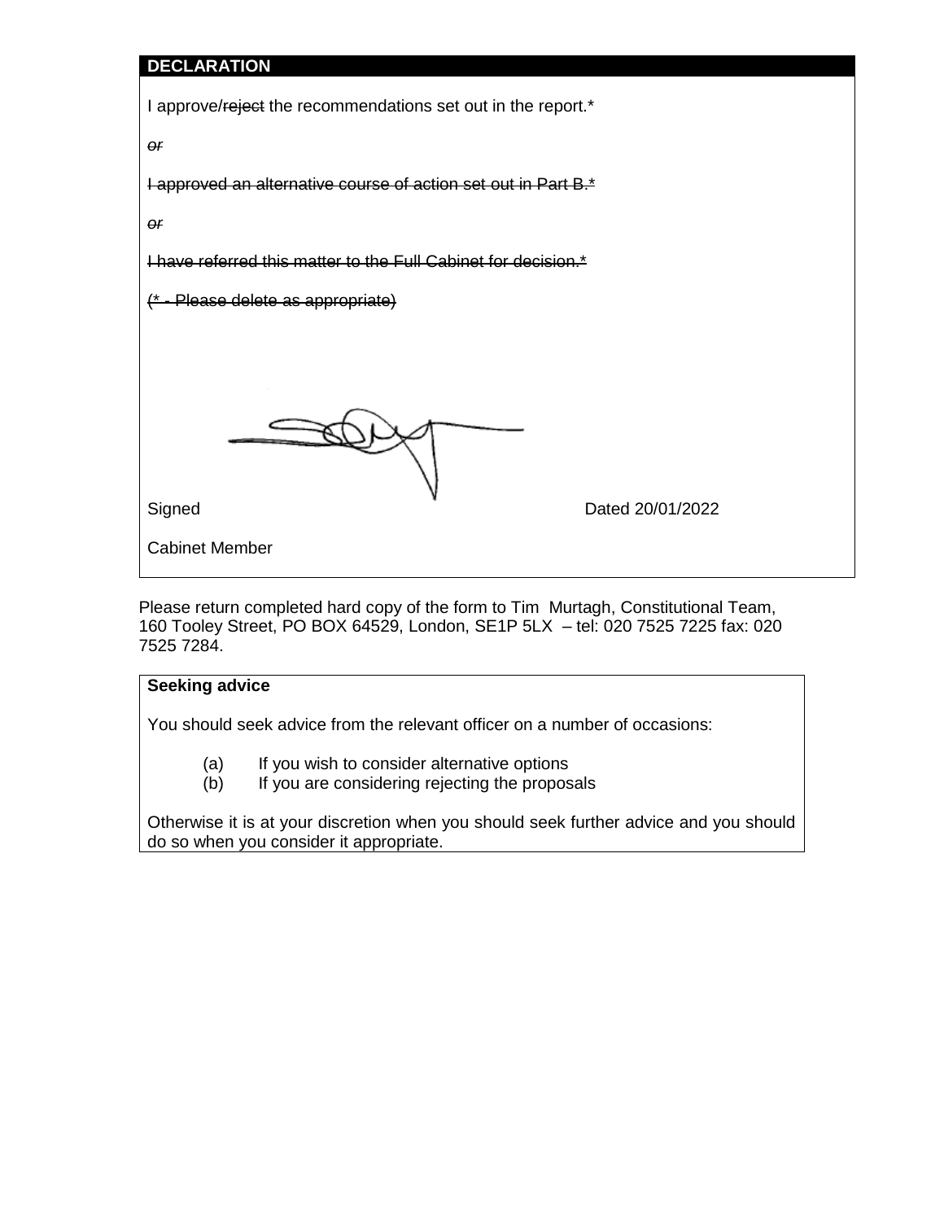**DECLARATION**

I approve/~~reject~~ the recommendations set out in the report.*

~~*or*~~

~~I approved an alternative course of action set out in Part B.*~~

~~*or*~~

~~I have referred this matter to the Full Cabinet for decision.*~~

~~(* - Please delete as appropriate)~~

Signed Dated 20/01/2022

Cabinet Member

Please return completed hard copy of the form to Tim Murtagh, Constitutional Team, 160 Tooley Street, PO BOX 64529, London, SE1P 5LX – tel: 020 7525 7225 fax: 020 7525 7284.

**Seeking advice**

You should seek advice from the relevant officer on a number of occasions:

(a) If you wish to consider alternative options
(b) If you are considering rejecting the proposals

Otherwise it is at your discretion when you should seek further advice and you should do so when you consider it appropriate.